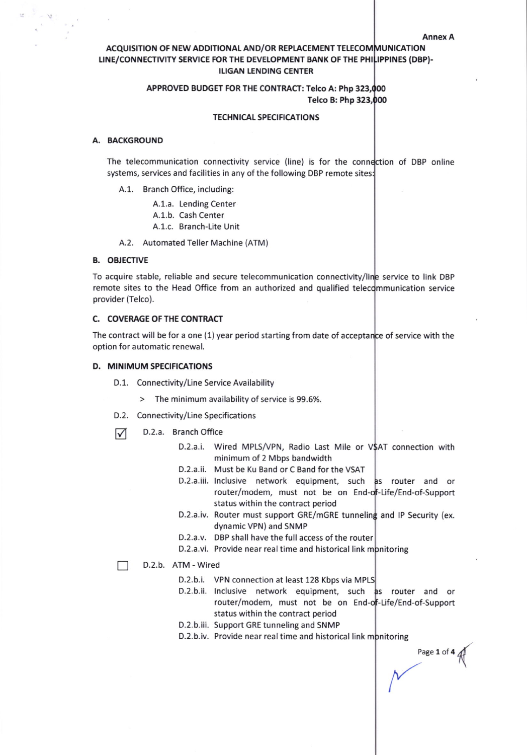Annex A

# ACQUISITION OF NEW ADDITIONAL AND/OR REPLACEMENT TELECOMMUNICATION LINE/CONNECTIVITY SERVICE FOR THE DEVELOPMENT BANK OF THE PHILIPPINES (DBP)-ILIGAN LENDING CENTER

**APPROVED BUDGET FOR THE CONTRACT: Telco A: Php 323,000**
**Telco B: Php 323,000**

## TECHNICAL SPECIFICATIONS

### A. BACKGROUND

The telecommunication connectivity service (line) is for the connection of DBP online systems, services and facilities in any of the following DBP remote sites:

- A.1. Branch Office, including:
  - A.1.a. Lending Center
  - A.1.b. Cash Center
  - A.1.c. Branch-Lite Unit
- A.2. Automated Teller Machine (ATM)

### B. OBJECTIVE

To acquire stable, reliable and secure telecommunication connectivity/line service to link DBP remote sites to the Head Office from an authorized and qualified telecommunication service provider (Telco).

### C. COVERAGE OF THE CONTRACT

The contract will be for a one (1) year period starting from date of acceptance of service with the option for automatic renewal.

### D. MINIMUM SPECIFICATIONS

D.1. Connectivity/Line Service Availability

> The minimum availability of service is 99.6%.

D.2. Connectivity/Line Specifications

☑ D.2.a. Branch Office

- D.2.a.i. Wired MPLS/VPN, Radio Last Mile or VSAT connection with minimum of 2 Mbps bandwidth
- D.2.a.ii. Must be Ku Band or C Band for the VSAT
- D.2.a.iii. Inclusive network equipment, such as router and or router/modem, must not be on End-of-Life/End-of-Support status within the contract period
- D.2.a.iv. Router must support GRE/mGRE tunneling and IP Security (ex. dynamic VPN) and SNMP
- D.2.a.v. DBP shall have the full access of the router
- D.2.a.vi. Provide near real time and historical link monitoring

☐ D.2.b. ATM - Wired

- D.2.b.i. VPN connection at least 128 Kbps via MPLS
- D.2.b.ii. Inclusive network equipment, such as router and or router/modem, must not be on End-of-Life/End-of-Support status within the contract period
- D.2.b.iii. Support GRE tunneling and SNMP
- D.2.b.iv. Provide near real time and historical link monitoring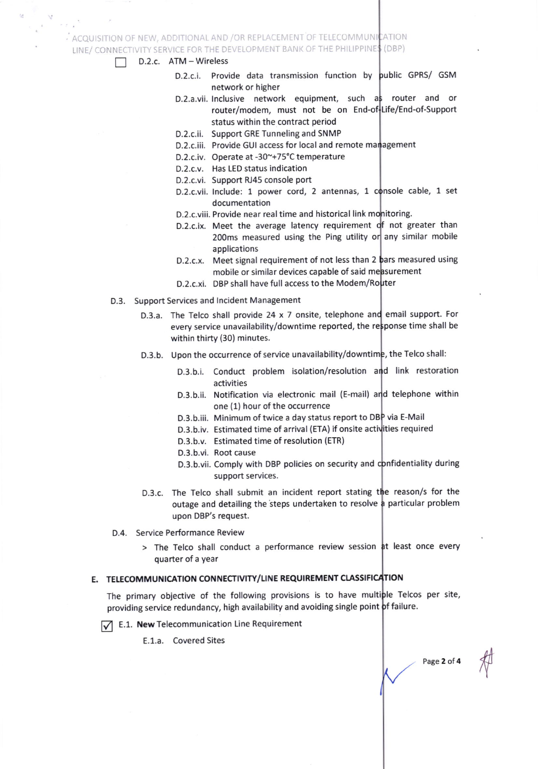☐ D.2.c. ATM – Wireless

- D.2.c.i. Provide data transmission function by public GPRS/ GSM network or higher
- D.2.a.vii. Inclusive network equipment, such as router and or router/modem, must not be on End-of-Life/End-of-Support status within the contract period
- D.2.c.ii. Support GRE Tunneling and SNMP
- D.2.c.iii. Provide GUI access for local and remote management
- D.2.c.iv. Operate at -30~+75°C temperature
- D.2.c.v. Has LED status indication
- D.2.c.vi. Support RJ45 console port
- D.2.c.vii. Include: 1 power cord, 2 antennas, 1 console cable, 1 set documentation
- D.2.c.viii. Provide near real time and historical link monitoring.
- D.2.c.ix. Meet the average latency requirement of not greater than 200ms measured using the Ping utility or any similar mobile applications
- D.2.c.x. Meet signal requirement of not less than 2 bars measured using mobile or similar devices capable of said measurement
- D.2.c.xi. DBP shall have full access to the Modem/Router

D.3. Support Services and Incident Management

- D.3.a. The Telco shall provide 24 x 7 onsite, telephone and email support. For every service unavailability/downtime reported, the response time shall be within thirty (30) minutes.
- D.3.b. Upon the occurrence of service unavailability/downtime, the Telco shall:
  - D.3.b.i. Conduct problem isolation/resolution and link restoration activities
  - D.3.b.ii. Notification via electronic mail (E-mail) and telephone within one (1) hour of the occurrence
  - D.3.b.iii. Minimum of twice a day status report to DBP via E-Mail
  - D.3.b.iv. Estimated time of arrival (ETA) if onsite activities required
  - D.3.b.v. Estimated time of resolution (ETR)
  - D.3.b.vi. Root cause
  - D.3.b.vii. Comply with DBP policies on security and confidentiality during support services.
- D.3.c. The Telco shall submit an incident report stating the reason/s for the outage and detailing the steps undertaken to resolve a particular problem upon DBP's request.

D.4. Service Performance Review

> The Telco shall conduct a performance review session at least once every quarter of a year

## E. TELECOMMUNICATION CONNECTIVITY/LINE REQUIREMENT CLASSIFICATION

The primary objective of the following provisions is to have multiple Telcos per site, providing service redundancy, high availability and avoiding single point of failure.

☑ E.1. **New** Telecommunication Line Requirement

E.1.a. Covered Sites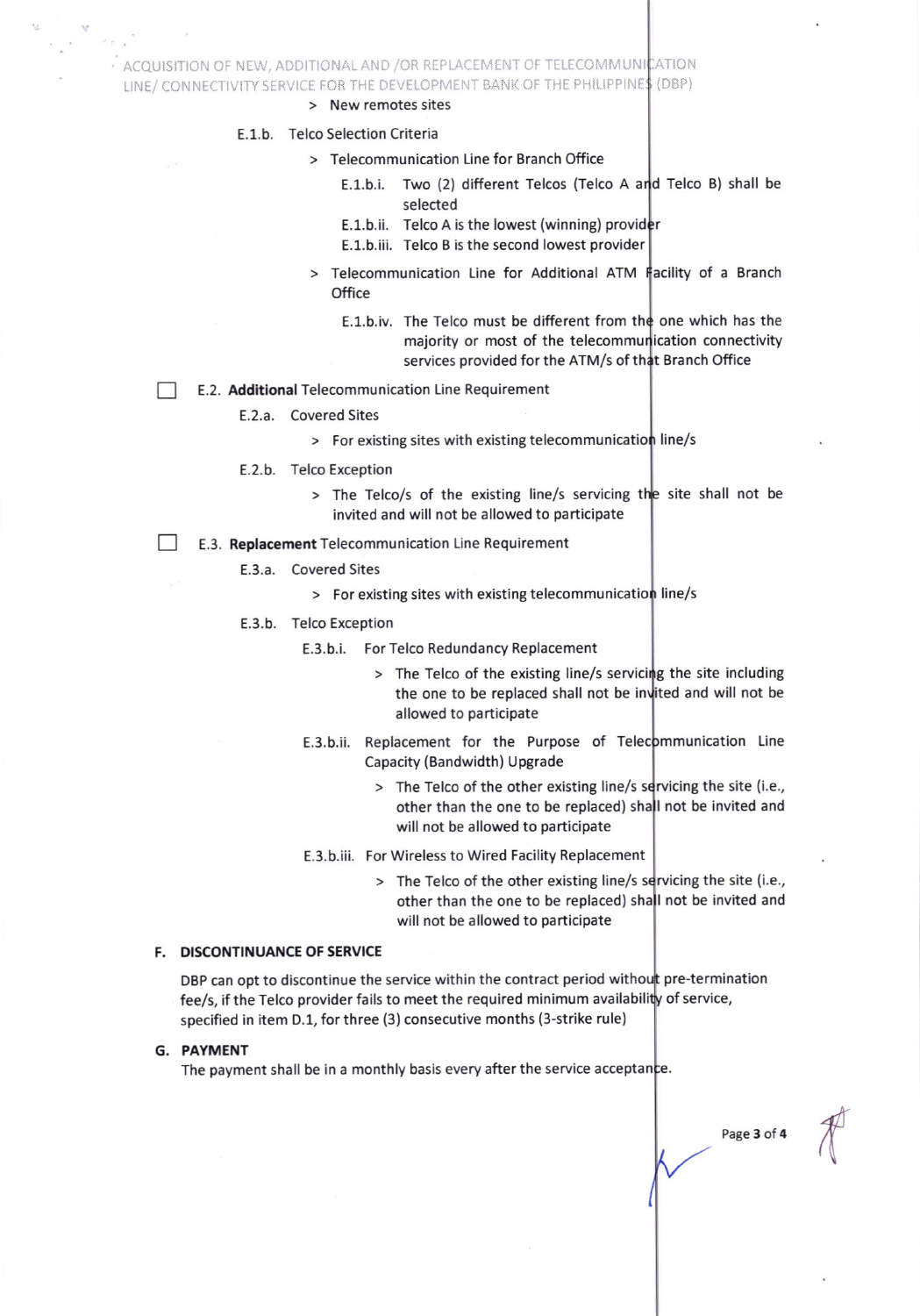> New remotes sites

E.1.b. Telco Selection Criteria

> Telecommunication Line for Branch Office

E.1.b.i. Two (2) different Telcos (Telco A and Telco B) shall be selected

E.1.b.ii. Telco A is the lowest (winning) provider

E.1.b.iii. Telco B is the second lowest provider

> Telecommunication Line for Additional ATM Facility of a Branch Office

E.1.b.iv. The Telco must be different from the one which has the majority or most of the telecommunication connectivity services provided for the ATM/s of that Branch Office

☐ E.2. **Additional** Telecommunication Line Requirement

E.2.a. Covered Sites

> For existing sites with existing telecommunication line/s

E.2.b. Telco Exception

> The Telco/s of the existing line/s servicing the site shall not be invited and will not be allowed to participate

☐ E.3. **Replacement** Telecommunication Line Requirement

E.3.a. Covered Sites

> For existing sites with existing telecommunication line/s

E.3.b. Telco Exception

E.3.b.i. For Telco Redundancy Replacement

> The Telco of the existing line/s servicing the site including the one to be replaced shall not be invited and will not be allowed to participate

E.3.b.ii. Replacement for the Purpose of Telecommunication Line Capacity (Bandwidth) Upgrade

> The Telco of the other existing line/s servicing the site (i.e., other than the one to be replaced) shall not be invited and will not be allowed to participate

E.3.b.iii. For Wireless to Wired Facility Replacement

> The Telco of the other existing line/s servicing the site (i.e., other than the one to be replaced) shall not be invited and will not be allowed to participate

## F. DISCONTINUANCE OF SERVICE

DBP can opt to discontinue the service within the contract period without pre-termination fee/s, if the Telco provider fails to meet the required minimum availability of service, specified in item D.1, for three (3) consecutive months (3-strike rule)

## G. PAYMENT

The payment shall be in a monthly basis every after the service acceptance.